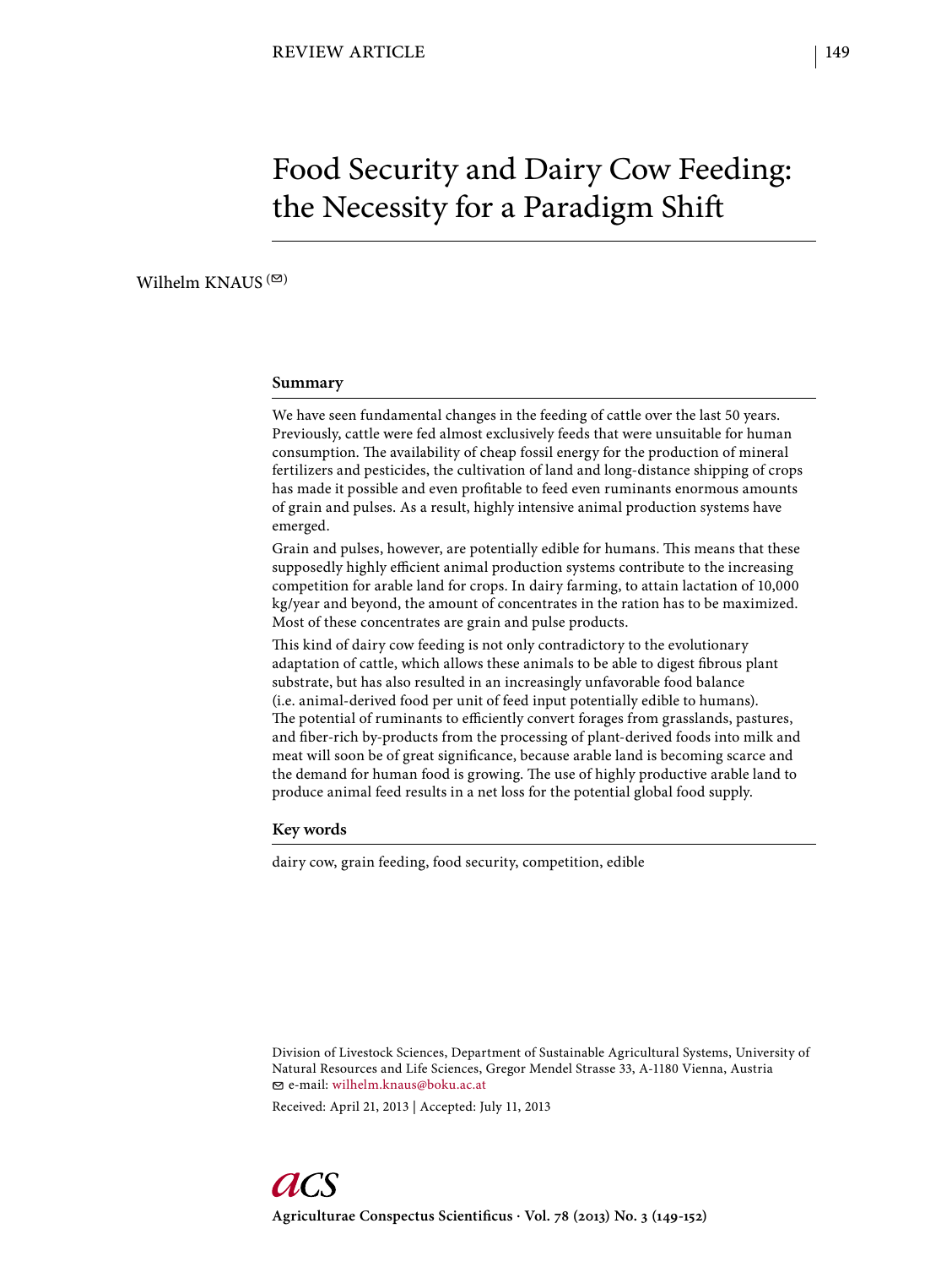REVIEW ARTICLE

# Food Security and Dairy Cow Feeding: the Necessity for a Paradigm Shift

Wilhelm KNAUS

## Summary

We have seen fundamental changes in the feeding of cattle over the last 50 years. Previously, cattle were fed almost exclusively feeds that were unsuitable for human consumption. The availability of cheap fossil energy for the production of mineral fertilizers and pesticides, the cultivation of land and long-distance shipping of crops has made it possible and even profitable to feed even ruminants enormous amounts of grain and pulses. As a result, highly intensive animal production systems have emerged.

Grain and pulses, however, are potentially edible for humans. This means that these supposedly highly efficient animal production systems contribute to the increasing competition for arable land for crops. In dairy farming, to attain lactation of 10,000 kg/year and beyond, the amount of concentrates in the ration has to be maximized. Most of these concentrates are grain and pulse products.

This kind of dairy cow feeding is not only contradictory to the evolutionary adaptation of cattle, which allows these animals to be able to digest fibrous plant substrate, but has also resulted in an increasingly unfavorable food balance (i.e. animal-derived food per unit of feed input potentially edible to humans). The potential of ruminants to efficiently convert forages from grasslands, pastures, and fiber-rich by-products from the processing of plant-derived foods into milk and meat will soon be of great significance, because arable land is becoming scarce and the demand for human food is growing. The use of highly productive arable land to produce animal feed results in a net loss for the potential global food supply.

## Key words

dairy cow, grain feeding, food security, competition, edible

Division of Livestock Sciences, Department of Sustainable Agricultural Systems, University of Natural Resources and Life Sciences, Gregor Mendel Strasse 33, A-1180 Vienna, Austria
e-mail: wilhelm.knaus@boku.ac.at

Received: April 21, 2013 | Accepted: July 11, 2013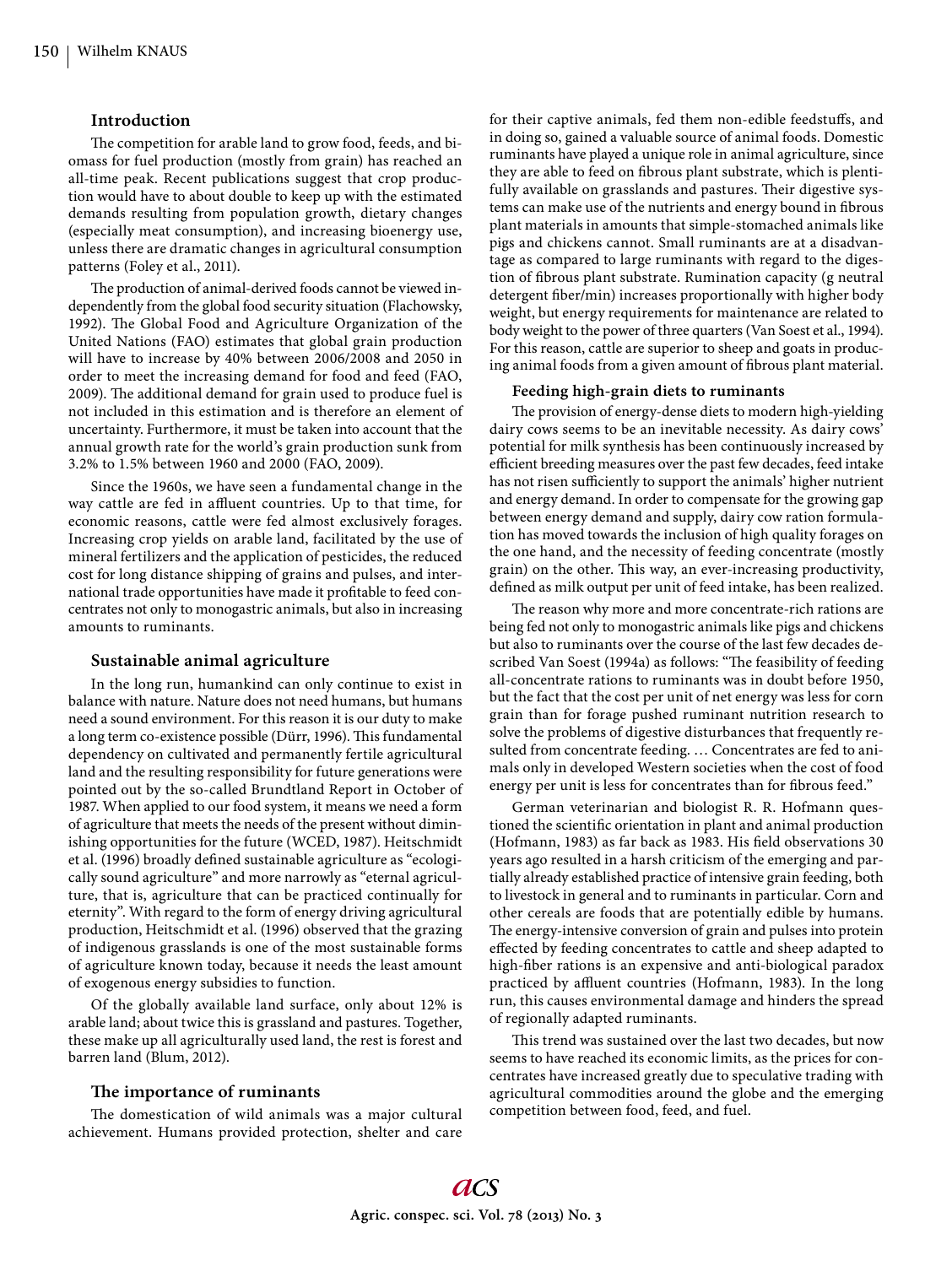## Introduction

The competition for arable land to grow food, feeds, and biomass for fuel production (mostly from grain) has reached an all-time peak. Recent publications suggest that crop production would have to about double to keep up with the estimated demands resulting from population growth, dietary changes (especially meat consumption), and increasing bioenergy use, unless there are dramatic changes in agricultural consumption patterns (Foley et al., 2011).

The production of animal-derived foods cannot be viewed independently from the global food security situation (Flachowsky, 1992). The Global Food and Agriculture Organization of the United Nations (FAO) estimates that global grain production will have to increase by 40% between 2006/2008 and 2050 in order to meet the increasing demand for food and feed (FAO, 2009). The additional demand for grain used to produce fuel is not included in this estimation and is therefore an element of uncertainty. Furthermore, it must be taken into account that the annual growth rate for the world's grain production sunk from 3.2% to 1.5% between 1960 and 2000 (FAO, 2009).

Since the 1960s, we have seen a fundamental change in the way cattle are fed in affluent countries. Up to that time, for economic reasons, cattle were fed almost exclusively forages. Increasing crop yields on arable land, facilitated by the use of mineral fertilizers and the application of pesticides, the reduced cost for long distance shipping of grains and pulses, and international trade opportunities have made it profitable to feed concentrates not only to monogastric animals, but also in increasing amounts to ruminants.

## Sustainable animal agriculture

In the long run, humankind can only continue to exist in balance with nature. Nature does not need humans, but humans need a sound environment. For this reason it is our duty to make a long term co-existence possible (Dürr, 1996). This fundamental dependency on cultivated and permanently fertile agricultural land and the resulting responsibility for future generations were pointed out by the so-called Brundtland Report in October of 1987. When applied to our food system, it means we need a form of agriculture that meets the needs of the present without diminishing opportunities for the future (WCED, 1987). Heitschmidt et al. (1996) broadly defined sustainable agriculture as "ecologically sound agriculture" and more narrowly as "eternal agriculture, that is, agriculture that can be practiced continually for eternity". With regard to the form of energy driving agricultural production, Heitschmidt et al. (1996) observed that the grazing of indigenous grasslands is one of the most sustainable forms of agriculture known today, because it needs the least amount of exogenous energy subsidies to function.

Of the globally available land surface, only about 12% is arable land; about twice this is grassland and pastures. Together, these make up all agriculturally used land, the rest is forest and barren land (Blum, 2012).

## The importance of ruminants

The domestication of wild animals was a major cultural achievement. Humans provided protection, shelter and care for their captive animals, fed them non-edible feedstuffs, and in doing so, gained a valuable source of animal foods. Domestic ruminants have played a unique role in animal agriculture, since they are able to feed on fibrous plant substrate, which is plentifully available on grasslands and pastures. Their digestive systems can make use of the nutrients and energy bound in fibrous plant materials in amounts that simple-stomached animals like pigs and chickens cannot. Small ruminants are at a disadvantage as compared to large ruminants with regard to the digestion of fibrous plant substrate. Rumination capacity (g neutral detergent fiber/min) increases proportionally with higher body weight, but energy requirements for maintenance are related to body weight to the power of three quarters (Van Soest et al., 1994). For this reason, cattle are superior to sheep and goats in producing animal foods from a given amount of fibrous plant material.

### Feeding high-grain diets to ruminants

The provision of energy-dense diets to modern high-yielding dairy cows seems to be an inevitable necessity. As dairy cows' potential for milk synthesis has been continuously increased by efficient breeding measures over the past few decades, feed intake has not risen sufficiently to support the animals' higher nutrient and energy demand. In order to compensate for the growing gap between energy demand and supply, dairy cow ration formulation has moved towards the inclusion of high quality forages on the one hand, and the necessity of feeding concentrate (mostly grain) on the other. This way, an ever-increasing productivity, defined as milk output per unit of feed intake, has been realized.

The reason why more and more concentrate-rich rations are being fed not only to monogastric animals like pigs and chickens but also to ruminants over the course of the last few decades described Van Soest (1994a) as follows: "The feasibility of feeding all-concentrate rations to ruminants was in doubt before 1950, but the fact that the cost per unit of net energy was less for corn grain than for forage pushed ruminant nutrition research to solve the problems of digestive disturbances that frequently resulted from concentrate feeding. … Concentrates are fed to animals only in developed Western societies when the cost of food energy per unit is less for concentrates than for fibrous feed."

German veterinarian and biologist R. R. Hofmann questioned the scientific orientation in plant and animal production (Hofmann, 1983) as far back as 1983. His field observations 30 years ago resulted in a harsh criticism of the emerging and partially already established practice of intensive grain feeding, both to livestock in general and to ruminants in particular. Corn and other cereals are foods that are potentially edible by humans. The energy-intensive conversion of grain and pulses into protein effected by feeding concentrates to cattle and sheep adapted to high-fiber rations is an expensive and anti-biological paradox practiced by affluent countries (Hofmann, 1983). In the long run, this causes environmental damage and hinders the spread of regionally adapted ruminants.

This trend was sustained over the last two decades, but now seems to have reached its economic limits, as the prices for concentrates have increased greatly due to speculative trading with agricultural commodities around the globe and the emerging competition between food, feed, and fuel.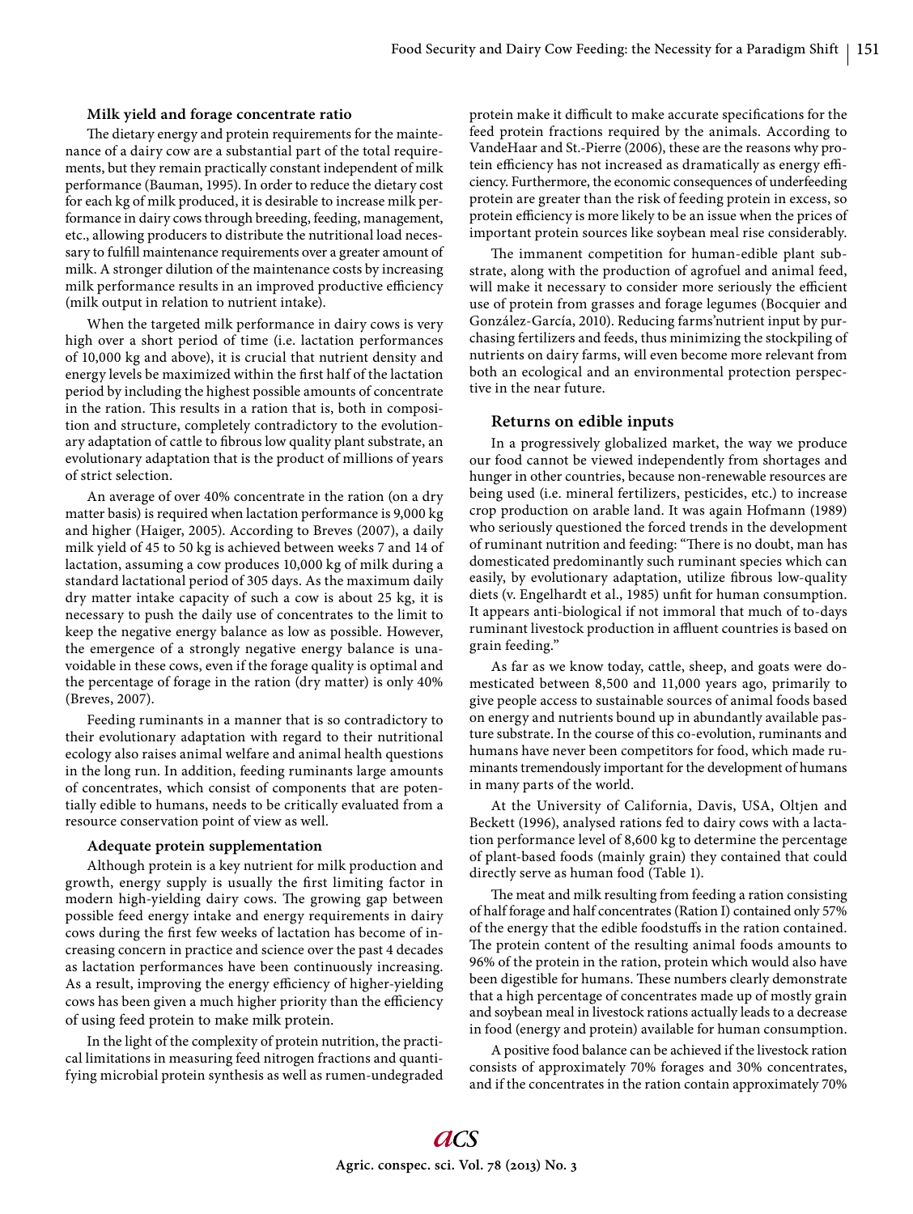### Milk yield and forage concentrate ratio

The dietary energy and protein requirements for the maintenance of a dairy cow are a substantial part of the total requirements, but they remain practically constant independent of milk performance (Bauman, 1995). In order to reduce the dietary cost for each kg of milk produced, it is desirable to increase milk performance in dairy cows through breeding, feeding, management, etc., allowing producers to distribute the nutritional load necessary to fulfill maintenance requirements over a greater amount of milk. A stronger dilution of the maintenance costs by increasing milk performance results in an improved productive efficiency (milk output in relation to nutrient intake).

When the targeted milk performance in dairy cows is very high over a short period of time (i.e. lactation performances of 10,000 kg and above), it is crucial that nutrient density and energy levels be maximized within the first half of the lactation period by including the highest possible amounts of concentrate in the ration. This results in a ration that is, both in composition and structure, completely contradictory to the evolutionary adaptation of cattle to fibrous low quality plant substrate, an evolutionary adaptation that is the product of millions of years of strict selection.

An average of over 40% concentrate in the ration (on a dry matter basis) is required when lactation performance is 9,000 kg and higher (Haiger, 2005). According to Breves (2007), a daily milk yield of 45 to 50 kg is achieved between weeks 7 and 14 of lactation, assuming a cow produces 10,000 kg of milk during a standard lactational period of 305 days. As the maximum daily dry matter intake capacity of such a cow is about 25 kg, it is necessary to push the daily use of concentrates to the limit to keep the negative energy balance as low as possible. However, the emergence of a strongly negative energy balance is unavoidable in these cows, even if the forage quality is optimal and the percentage of forage in the ration (dry matter) is only 40% (Breves, 2007).

Feeding ruminants in a manner that is so contradictory to their evolutionary adaptation with regard to their nutritional ecology also raises animal welfare and animal health questions in the long run. In addition, feeding ruminants large amounts of concentrates, which consist of components that are potentially edible to humans, needs to be critically evaluated from a resource conservation point of view as well.

### Adequate protein supplementation

Although protein is a key nutrient for milk production and growth, energy supply is usually the first limiting factor in modern high-yielding dairy cows. The growing gap between possible feed energy intake and energy requirements in dairy cows during the first few weeks of lactation has become of increasing concern in practice and science over the past 4 decades as lactation performances have been continuously increasing. As a result, improving the energy efficiency of higher-yielding cows has been given a much higher priority than the efficiency of using feed protein to make milk protein.

In the light of the complexity of protein nutrition, the practical limitations in measuring feed nitrogen fractions and quantifying microbial protein synthesis as well as rumen-undegraded protein make it difficult to make accurate specifications for the feed protein fractions required by the animals. According to VandeHaar and St.-Pierre (2006), these are the reasons why protein efficiency has not increased as dramatically as energy efficiency. Furthermore, the economic consequences of underfeeding protein are greater than the risk of feeding protein in excess, so protein efficiency is more likely to be an issue when the prices of important protein sources like soybean meal rise considerably.

The immanent competition for human-edible plant substrate, along with the production of agrofuel and animal feed, will make it necessary to consider more seriously the efficient use of protein from grasses and forage legumes (Bocquier and González-García, 2010). Reducing farms'nutrient input by purchasing fertilizers and feeds, thus minimizing the stockpiling of nutrients on dairy farms, will even become more relevant from both an ecological and an environmental protection perspective in the near future.

### Returns on edible inputs

In a progressively globalized market, the way we produce our food cannot be viewed independently from shortages and hunger in other countries, because non-renewable resources are being used (i.e. mineral fertilizers, pesticides, etc.) to increase crop production on arable land. It was again Hofmann (1989) who seriously questioned the forced trends in the development of ruminant nutrition and feeding: "There is no doubt, man has domesticated predominantly such ruminant species which can easily, by evolutionary adaptation, utilize fibrous low-quality diets (v. Engelhardt et al., 1985) unfit for human consumption. It appears anti-biological if not immoral that much of to-days ruminant livestock production in affluent countries is based on grain feeding."

As far as we know today, cattle, sheep, and goats were domesticated between 8,500 and 11,000 years ago, primarily to give people access to sustainable sources of animal foods based on energy and nutrients bound up in abundantly available pasture substrate. In the course of this co-evolution, ruminants and humans have never been competitors for food, which made ruminants tremendously important for the development of humans in many parts of the world.

At the University of California, Davis, USA, Oltjen and Beckett (1996), analysed rations fed to dairy cows with a lactation performance level of 8,600 kg to determine the percentage of plant-based foods (mainly grain) they contained that could directly serve as human food (Table 1).

The meat and milk resulting from feeding a ration consisting of half forage and half concentrates (Ration I) contained only 57% of the energy that the edible foodstuffs in the ration contained. The protein content of the resulting animal foods amounts to 96% of the protein in the ration, protein which would also have been digestible for humans. These numbers clearly demonstrate that a high percentage of concentrates made up of mostly grain and soybean meal in livestock rations actually leads to a decrease in food (energy and protein) available for human consumption.

A positive food balance can be achieved if the livestock ration consists of approximately 70% forages and 30% concentrates, and if the concentrates in the ration contain approximately 70%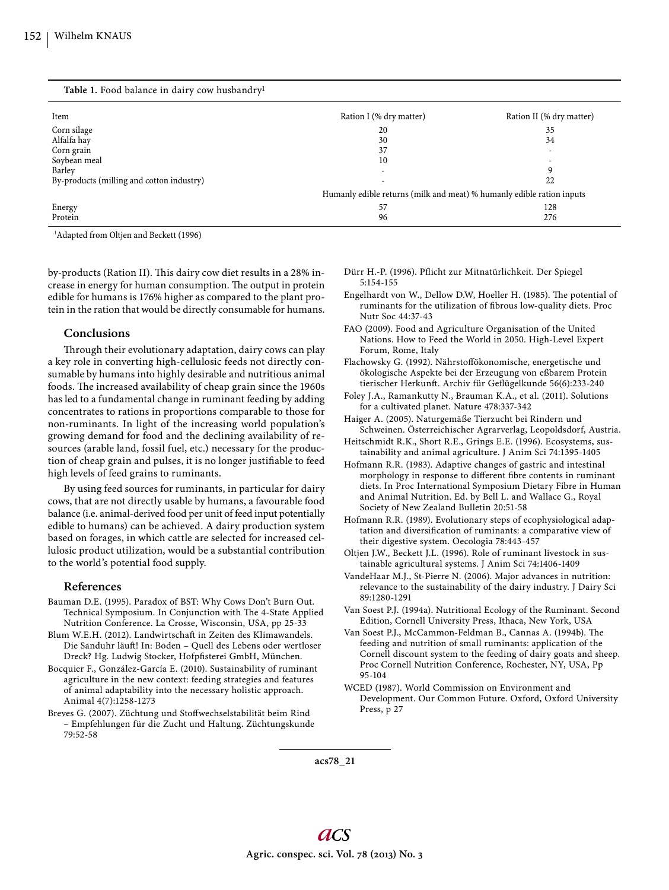**Table 1.** Food balance in dairy cow husbandry[1]

| Item | Ration I (% dry matter) | Ration II (% dry matter) |
|---|---|---|
| Corn silage | 20 | 35 |
| Alfalfa hay | 30 | 34 |
| Corn grain | 37 | - |
| Soybean meal | 10 | - |
| Barley | - | 9 |
| By-products (milling and cotton industry) | - | 22 |
| | Humanly edible returns (milk and meat) % humanly edible ration inputs | |
| Energy | 57 | 128 |
| Protein | 96 | 276 |

[1]Adapted from Oltjen and Beckett (1996)

by-products (Ration II). This dairy cow diet results in a 28% increase in energy for human consumption. The output in protein edible for humans is 176% higher as compared to the plant protein in the ration that would be directly consumable for humans.

## Conclusions

Through their evolutionary adaptation, dairy cows can play a key role in converting high-cellulosic feeds not directly consumable by humans into highly desirable and nutritious animal foods. The increased availability of cheap grain since the 1960s has led to a fundamental change in ruminant feeding by adding concentrates to rations in proportions comparable to those for non-ruminants. In light of the increasing world population's growing demand for food and the declining availability of resources (arable land, fossil fuel, etc.) necessary for the production of cheap grain and pulses, it is no longer justifiable to feed high levels of feed grains to ruminants.

By using feed sources for ruminants, in particular for dairy cows, that are not directly usable by humans, a favourable food balance (i.e. animal-derived food per unit of feed input potentially edible to humans) can be achieved. A dairy production system based on forages, in which cattle are selected for increased cellulosic product utilization, would be a substantial contribution to the world's potential food supply.

## References

Bauman D.E. (1995). Paradox of BST: Why Cows Don't Burn Out. Technical Symposium. In Conjunction with The 4-State Applied Nutrition Conference. La Crosse, Wisconsin, USA, pp 25-33

Blum W.E.H. (2012). Landwirtschaft in Zeiten des Klimawandels. Die Sanduhr läuft! In: Boden – Quell des Lebens oder wertloser Dreck? Hg. Ludwig Stocker, Hofpfisterei GmbH, München.

Bocquier F., González-García E. (2010). Sustainability of ruminant agriculture in the new context: feeding strategies and features of animal adaptability into the necessary holistic approach. Animal 4(7):1258-1273

Breves G. (2007). Züchtung und Stoffwechselstabilität beim Rind – Empfehlungen für die Zucht und Haltung. Züchtungskunde 79:52-58

Dürr H.-P. (1996). Pflicht zur Mitnatürlichkeit. Der Spiegel 5:154-155

Engelhardt von W., Dellow D.W, Hoeller H. (1985). The potential of ruminants for the utilization of fibrous low-quality diets. Proc Nutr Soc 44:37-43

FAO (2009). Food and Agriculture Organisation of the United Nations. How to Feed the World in 2050. High-Level Expert Forum, Rome, Italy

Flachowsky G. (1992). Nährstoffökonomische, energetische und ökologische Aspekte bei der Erzeugung von eßbarem Protein tierischer Herkunft. Archiv für Geflügelkunde 56(6):233-240

Foley J.A., Ramankutty N., Brauman K.A., et al. (2011). Solutions for a cultivated planet. Nature 478:337-342

Haiger A. (2005). Naturgemäße Tierzucht bei Rindern und Schweinen. Österreichischer Agrarverlag, Leopoldsdorf, Austria.

Heitschmidt R.K., Short R.E., Grings E.E. (1996). Ecosystems, sustainability and animal agriculture. J Anim Sci 74:1395-1405

Hofmann R.R. (1983). Adaptive changes of gastric and intestinal morphology in response to different fibre contents in ruminant diets. In Proc International Symposium Dietary Fibre in Human and Animal Nutrition. Ed. by Bell L. and Wallace G., Royal Society of New Zealand Bulletin 20:51-58

Hofmann R.R. (1989). Evolutionary steps of ecophysiological adaptation and diversification of ruminants: a comparative view of their digestive system. Oecologia 78:443-457

Oltjen J.W., Beckett J.L. (1996). Role of ruminant livestock in sustainable agricultural systems. J Anim Sci 74:1406-1409

VandeHaar M.J., St-Pierre N. (2006). Major advances in nutrition: relevance to the sustainability of the dairy industry. J Dairy Sci 89:1280-1291

Van Soest P.J. (1994a). Nutritional Ecology of the Ruminant. Second Edition, Cornell University Press, Ithaca, New York, USA

Van Soest P.J., McCammon-Feldman B., Cannas A. (1994b). The feeding and nutrition of small ruminants: application of the Cornell discount system to the feeding of dairy goats and sheep. Proc Cornell Nutrition Conference, Rochester, NY, USA, Pp 95-104

WCED (1987). World Commission on Environment and Development. Our Common Future. Oxford, Oxford University Press, p 27

acs78_21